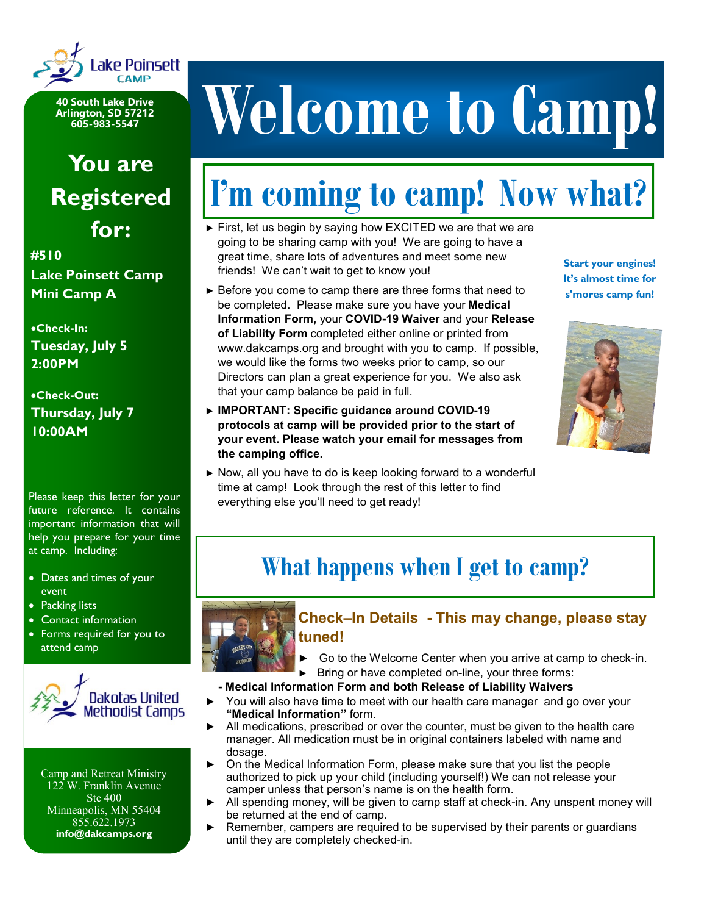Lake Poinsett CAMP

40 South Lake Drive
Arlington, SD 57212
605-983-5547

## You are Registered for:

**#510**
**Lake Poinsett Camp**
**Mini Camp A**

•**Check-In:**
**Tuesday, July 5**
**2:00PM**

•**Check-Out:**
**Thursday, July 7**
**10:00AM**

Please keep this letter for your future reference. It contains important information that will help you prepare for your time at camp. Including:

- Dates and times of your event
- Packing lists
- Contact information
- Forms required for you to attend camp

Dakotas United Methodist Camps

Camp and Retreat Ministry
122 W. Franklin Avenue
Ste 400
Minneapolis, MN 55404
855.622.1973
**info@dakcamps.org**

# Welcome to Camp!

## I'm coming to camp! Now what?

- First, let us begin by saying how EXCITED we are that we are going to be sharing camp with you! We are going to have a great time, share lots of adventures and meet some new friends! We can't wait to get to know you!
- Before you come to camp there are three forms that need to be completed. Please make sure you have your **Medical Information Form,** your **COVID-19 Waiver** and your **Release of Liability Form** completed either online or printed from www.dakcamps.org and brought with you to camp. If possible, we would like the forms two weeks prior to camp, so our Directors can plan a great experience for you. We also ask that your camp balance be paid in full.
- **IMPORTANT: Specific guidance around COVID-19 protocols at camp will be provided prior to the start of your event. Please watch your email for messages from the camping office.**
- Now, all you have to do is keep looking forward to a wonderful time at camp! Look through the rest of this letter to find everything else you'll need to get ready!

**Start your engines! It's almost time for s'mores camp fun!**

## What happens when I get to camp?

### Check–In Details - This may change, please stay tuned!

- Go to the Welcome Center when you arrive at camp to check-in.
- Bring or have completed on-line, your three forms:
  **- Medical Information Form and both Release of Liability Waivers**
- You will also have time to meet with our health care manager and go over your **"Medical Information"** form.
- All medications, prescribed or over the counter, must be given to the health care manager. All medication must be in original containers labeled with name and dosage.
- On the Medical Information Form, please make sure that you list the people authorized to pick up your child (including yourself!) We can not release your camper unless that person's name is on the health form.
- All spending money, will be given to camp staff at check-in. Any unspent money will be returned at the end of camp.
- Remember, campers are required to be supervised by their parents or guardians until they are completely checked-in.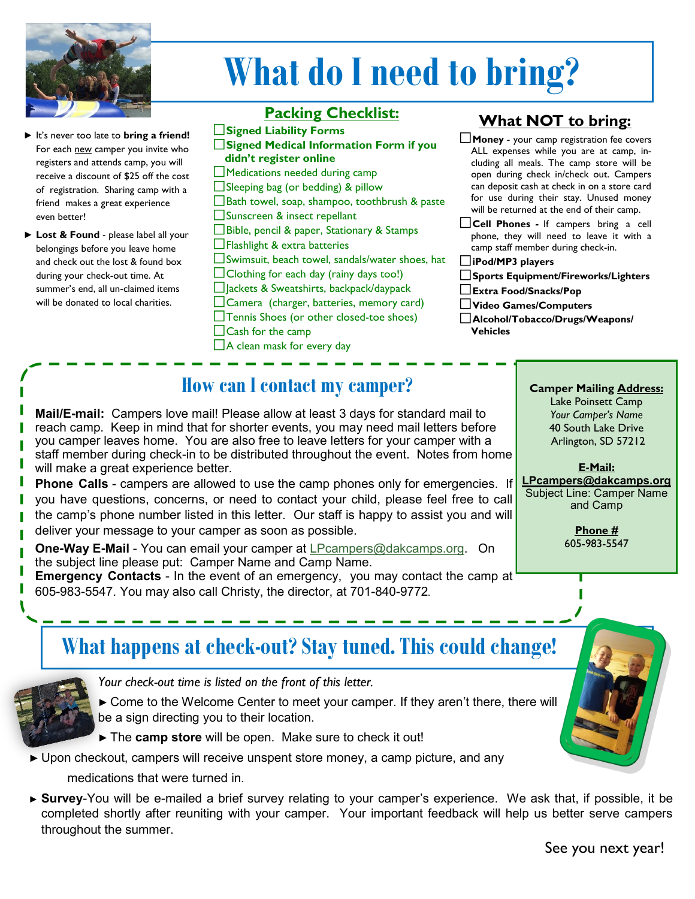# What do I need to bring?

- It's never too late to **bring a friend!** For each new camper you invite who registers and attends camp, you will receive a discount of $25 off the cost of registration. Sharing camp with a friend makes a great experience even better!
- **Lost & Found** - please label all your belongings before you leave home and check out the lost & found box during your check-out time. At summer's end, all un-claimed items will be donated to local charities.

## Packing Checklist:

- ☐ **Signed Liability Forms**
- ☐ **Signed Medical Information Form if you didn't register online**
- ☐ Medications needed during camp
- ☐ Sleeping bag (or bedding) & pillow
- ☐ Bath towel, soap, shampoo, toothbrush & paste
- ☐ Sunscreen & insect repellant
- ☐ Bible, pencil & paper, Stationary & Stamps
- ☐ Flashlight & extra batteries
- ☐ Swimsuit, beach towel, sandals/water shoes, hat
- ☐ Clothing for each day (rainy days too!)
- ☐ Jackets & Sweatshirts, backpack/daypack
- ☐ Camera (charger, batteries, memory card)
- ☐ Tennis Shoes (or other closed-toe shoes)
- ☐ Cash for the camp
- ☐ A clean mask for every day

## What NOT to bring:

- ☐ **Money** - your camp registration fee covers ALL expenses while you are at camp, including all meals. The camp store will be open during check in/check out. Campers can deposit cash at check in on a store card for use during their stay. Unused money will be returned at the end of their camp.
- ☐ **Cell Phones** - If campers bring a cell phone, they will need to leave it with a camp staff member during check-in.
- ☐ **iPod/MP3 players**
- ☐ **Sports Equipment/Fireworks/Lighters**
- ☐ **Extra Food/Snacks/Pop**
- ☐ **Video Games/Computers**
- ☐ **Alcohol/Tobacco/Drugs/Weapons/Vehicles**

## How can I contact my camper?

**Mail/E-mail:** Campers love mail! Please allow at least 3 days for standard mail to reach camp. Keep in mind that for shorter events, you may need mail letters before you camper leaves home. You are also free to leave letters for your camper with a staff member during check-in to be distributed throughout the event. Notes from home will make a great experience better.

**Phone Calls** - campers are allowed to use the camp phones only for emergencies. If you have questions, concerns, or need to contact your child, please feel free to call the camp's phone number listed in this letter. Our staff is happy to assist you and will deliver your message to your camper as soon as possible.

**One-Way E-Mail** - You can email your camper at LPcampers@dakcamps.org. On the subject line please put: Camper Name and Camp Name.

**Emergency Contacts** - In the event of an emergency, you may contact the camp at 605-983-5547. You may also call Christy, the director, at 701-840-9772.

**Camper Mailing Address:**
Lake Poinsett Camp
*Your Camper's Name*
40 South Lake Drive
Arlington, SD 57212

**E-Mail:**
**LPcampers@dakcamps.org**
Subject Line: Camper Name and Camp

**Phone #**
605-983-5547

## What happens at check-out? Stay tuned. This could change!

*Your check-out time is listed on the front of this letter.*

- Come to the Welcome Center to meet your camper. If they aren't there, there will be a sign directing you to their location.
- The **camp store** will be open. Make sure to check it out!
- Upon checkout, campers will receive unspent store money, a camp picture, and any medications that were turned in.
- **Survey**-You will be e-mailed a brief survey relating to your camper's experience. We ask that, if possible, it be completed shortly after reuniting with your camper. Your important feedback will help us better serve campers throughout the summer.

See you next year!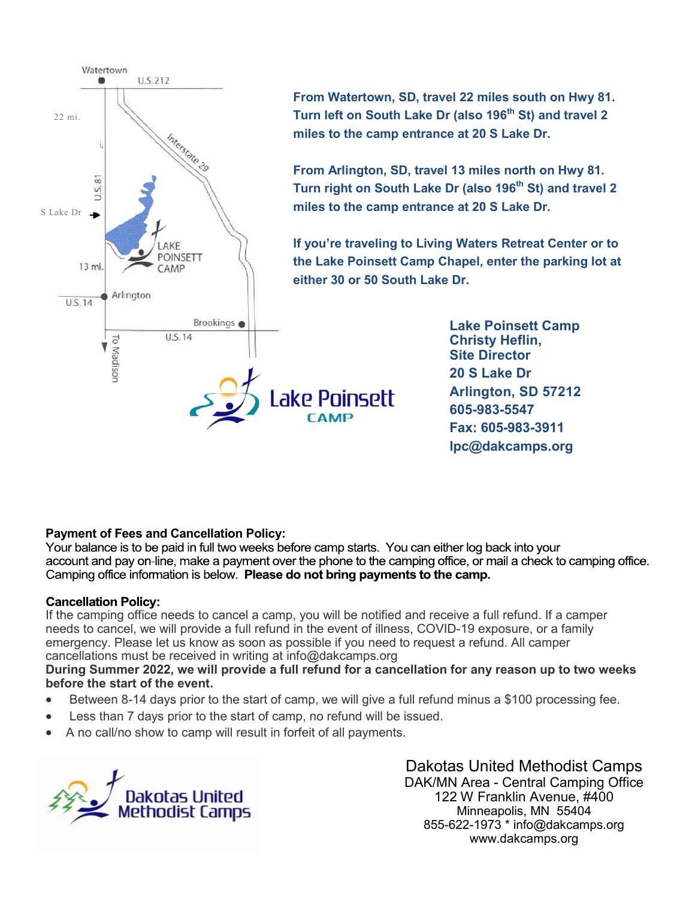Watertown

U.S. 212

22 mi.

U.S. 81

Interstate 29

S Lake Dr

LAKE POINSETT CAMP

13 mi.

Arlington

U.S. 14

Brookings

U.S. 14

To Madison

**From Watertown, SD, travel 22 miles south on Hwy 81. Turn left on South Lake Dr (also 196th St) and travel 2 miles to the camp entrance at 20 S Lake Dr.**

**From Arlington, SD, travel 13 miles north on Hwy 81. Turn right on South Lake Dr (also 196th St) and travel 2 miles to the camp entrance at 20 S Lake Dr.**

**If you're traveling to Living Waters Retreat Center or to the Lake Poinsett Camp Chapel, enter the parking lot at either 30 or 50 South Lake Dr.**

Lake Poinsett CAMP

**Lake Poinsett Camp**
**Christy Heflin,**
**Site Director**
**20 S Lake Dr**
**Arlington, SD 57212**
**605-983-5547**
**Fax: 605-983-3911**
**lpc@dakcamps.org**

**Payment of Fees and Cancellation Policy:**
Your balance is to be paid in full two weeks before camp starts. You can either log back into your account and pay on-line, make a payment over the phone to the camping office, or mail a check to camping office. Camping office information is below. **Please do not bring payments to the camp.**

**Cancellation Policy:**
If the camping office needs to cancel a camp, you will be notified and receive a full refund. If a camper needs to cancel, we will provide a full refund in the event of illness, COVID-19 exposure, or a family emergency. Please let us know as soon as possible if you need to request a refund. All camper cancellations must be received in writing at info@dakcamps.org
**During Summer 2022, we will provide a full refund for a cancellation for any reason up to two weeks before the start of the event.**

- Between 8-14 days prior to the start of camp, we will give a full refund minus a $100 processing fee.
- Less than 7 days prior to the start of camp, no refund will be issued.
- A no call/no show to camp will result in forfeit of all payments.

Dakotas United Methodist Camps

Dakotas United Methodist Camps
DAK/MN Area - Central Camping Office
122 W Franklin Avenue, #400
Minneapolis, MN 55404
855-622-1973 * info@dakcamps.org
www.dakcamps.org